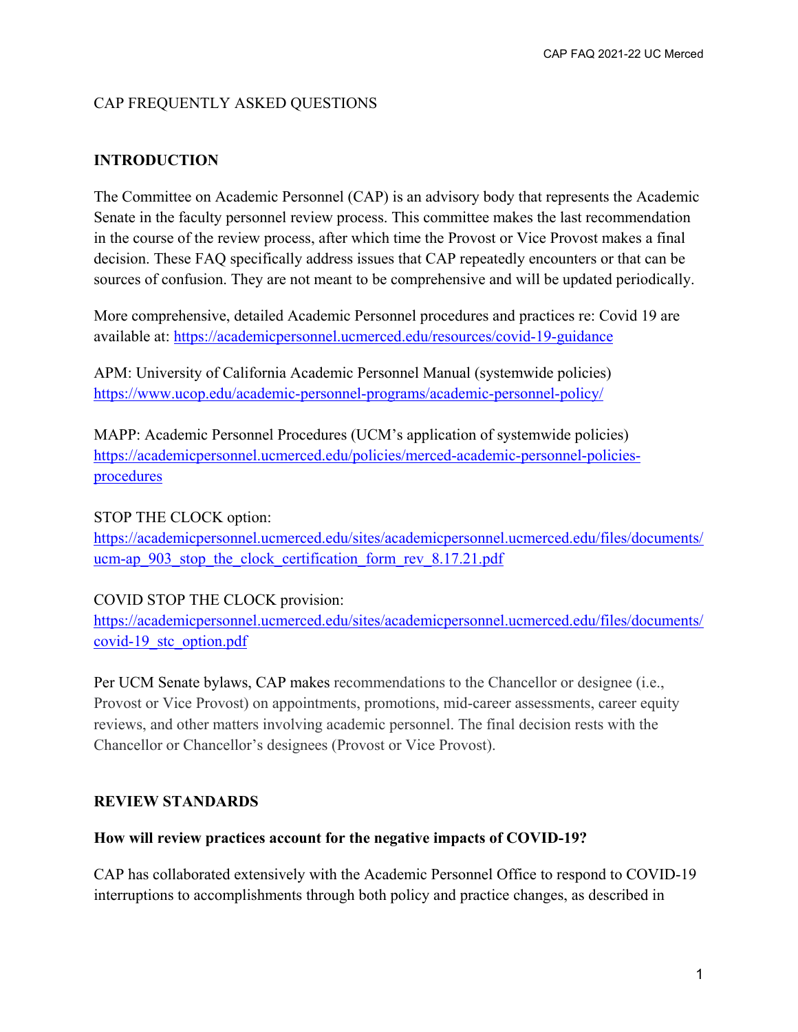CAP FREQUENTLY ASKED QUESTIONS

## INTRODUCTION

The Committee on Academic Personnel (CAP) is an advisory body that represents the Academic Senate in the faculty personnel review process. This committee makes the last recommendation in the course of the review process, after which time the Provost or Vice Provost makes a final decision. These FAQ specifically address issues that CAP repeatedly encounters or that can be sources of confusion. They are not meant to be comprehensive and will be updated periodically.

More comprehensive, detailed Academic Personnel procedures and practices re: Covid 19 are available at: https://academicpersonnel.ucmerced.edu/resources/covid-19-guidance

APM: University of California Academic Personnel Manual (systemwide policies)
https://www.ucop.edu/academic-personnel-programs/academic-personnel-policy/

MAPP: Academic Personnel Procedures (UCM's application of systemwide policies)
https://academicpersonnel.ucmerced.edu/policies/merced-academic-personnel-policies-procedures

STOP THE CLOCK option:
https://academicpersonnel.ucmerced.edu/sites/academicpersonnel.ucmerced.edu/files/documents/ucm-ap_903_stop_the_clock_certification_form_rev_8.17.21.pdf

COVID STOP THE CLOCK provision:
https://academicpersonnel.ucmerced.edu/sites/academicpersonnel.ucmerced.edu/files/documents/covid-19_stc_option.pdf

Per UCM Senate bylaws, CAP makes recommendations to the Chancellor or designee (i.e., Provost or Vice Provost) on appointments, promotions, mid-career assessments, career equity reviews, and other matters involving academic personnel. The final decision rests with the Chancellor or Chancellor's designees (Provost or Vice Provost).

## REVIEW STANDARDS

### How will review practices account for the negative impacts of COVID-19?

CAP has collaborated extensively with the Academic Personnel Office to respond to COVID-19 interruptions to accomplishments through both policy and practice changes, as described in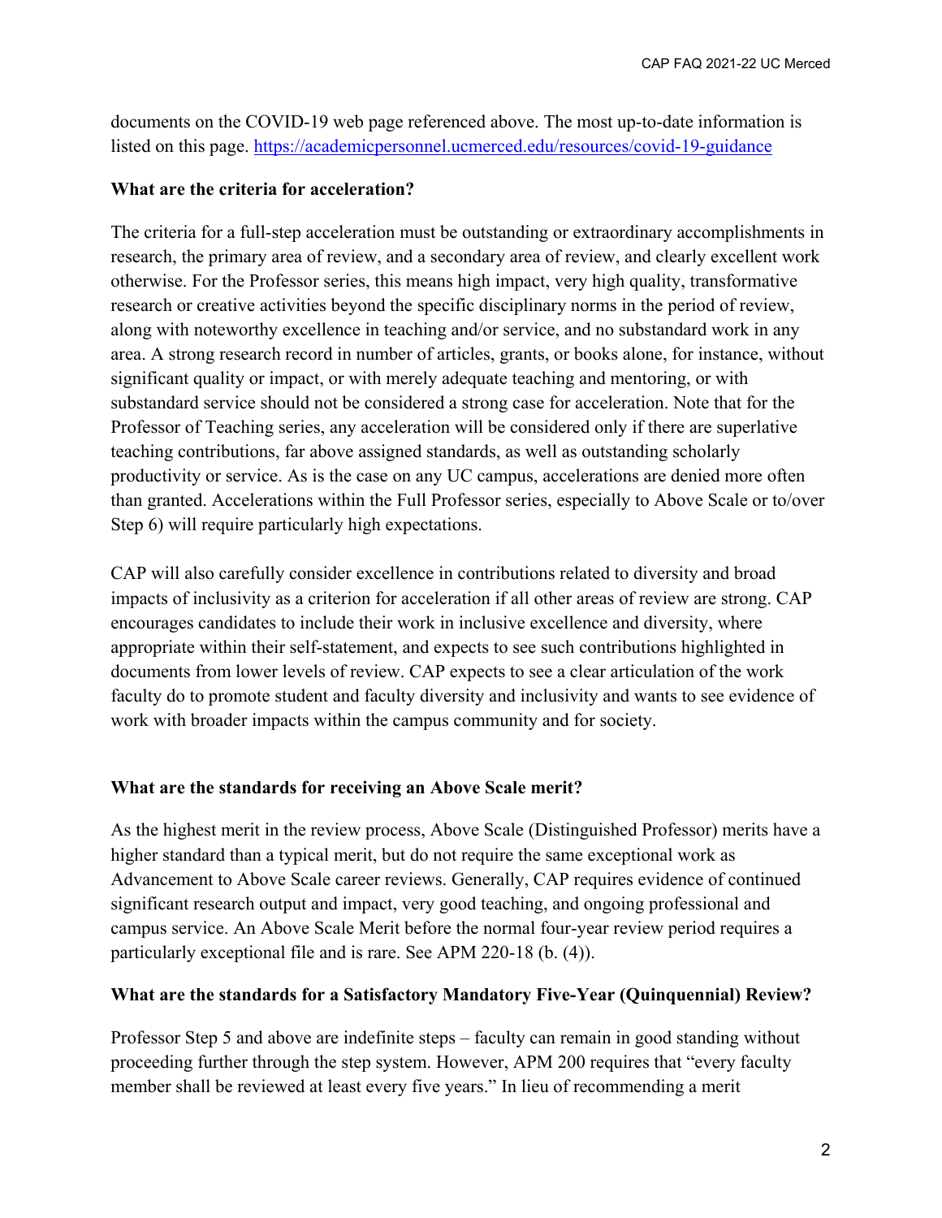documents on the COVID-19 web page referenced above. The most up-to-date information is listed on this page. https://academicpersonnel.ucmerced.edu/resources/covid-19-guidance

**What are the criteria for acceleration?**

The criteria for a full-step acceleration must be outstanding or extraordinary accomplishments in research, the primary area of review, and a secondary area of review, and clearly excellent work otherwise. For the Professor series, this means high impact, very high quality, transformative research or creative activities beyond the specific disciplinary norms in the period of review, along with noteworthy excellence in teaching and/or service, and no substandard work in any area. A strong research record in number of articles, grants, or books alone, for instance, without significant quality or impact, or with merely adequate teaching and mentoring, or with substandard service should not be considered a strong case for acceleration. Note that for the Professor of Teaching series, any acceleration will be considered only if there are superlative teaching contributions, far above assigned standards, as well as outstanding scholarly productivity or service. As is the case on any UC campus, accelerations are denied more often than granted. Accelerations within the Full Professor series, especially to Above Scale or to/over Step 6) will require particularly high expectations.

CAP will also carefully consider excellence in contributions related to diversity and broad impacts of inclusivity as a criterion for acceleration if all other areas of review are strong. CAP encourages candidates to include their work in inclusive excellence and diversity, where appropriate within their self-statement, and expects to see such contributions highlighted in documents from lower levels of review. CAP expects to see a clear articulation of the work faculty do to promote student and faculty diversity and inclusivity and wants to see evidence of work with broader impacts within the campus community and for society.

**What are the standards for receiving an Above Scale merit?**

As the highest merit in the review process, Above Scale (Distinguished Professor) merits have a higher standard than a typical merit, but do not require the same exceptional work as Advancement to Above Scale career reviews. Generally, CAP requires evidence of continued significant research output and impact, very good teaching, and ongoing professional and campus service. An Above Scale Merit before the normal four-year review period requires a particularly exceptional file and is rare. See APM 220-18 (b. (4)).

**What are the standards for a Satisfactory Mandatory Five-Year (Quinquennial) Review?**

Professor Step 5 and above are indefinite steps – faculty can remain in good standing without proceeding further through the step system. However, APM 200 requires that "every faculty member shall be reviewed at least every five years." In lieu of recommending a merit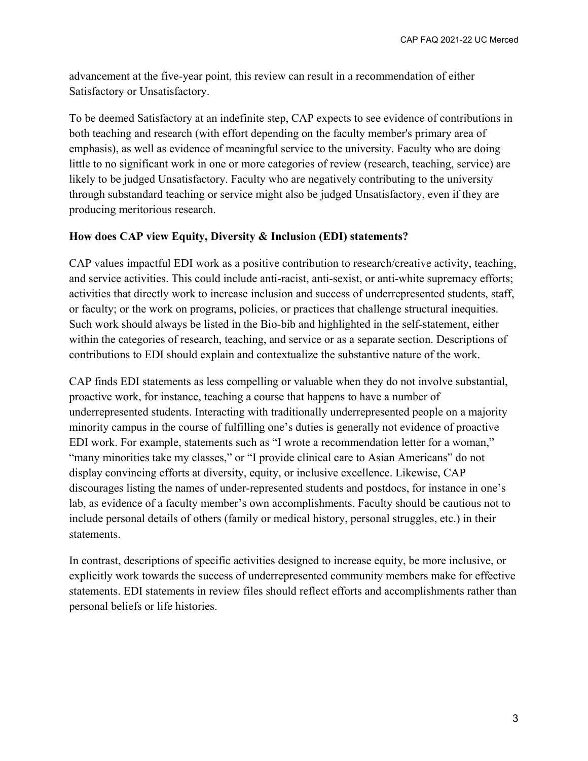advancement at the five-year point, this review can result in a recommendation of either Satisfactory or Unsatisfactory.

To be deemed Satisfactory at an indefinite step, CAP expects to see evidence of contributions in both teaching and research (with effort depending on the faculty member's primary area of emphasis), as well as evidence of meaningful service to the university. Faculty who are doing little to no significant work in one or more categories of review (research, teaching, service) are likely to be judged Unsatisfactory. Faculty who are negatively contributing to the university through substandard teaching or service might also be judged Unsatisfactory, even if they are producing meritorious research.

**How does CAP view Equity, Diversity & Inclusion (EDI) statements?**

CAP values impactful EDI work as a positive contribution to research/creative activity, teaching, and service activities. This could include anti-racist, anti-sexist, or anti-white supremacy efforts; activities that directly work to increase inclusion and success of underrepresented students, staff, or faculty; or the work on programs, policies, or practices that challenge structural inequities. Such work should always be listed in the Bio-bib and highlighted in the self-statement, either within the categories of research, teaching, and service or as a separate section. Descriptions of contributions to EDI should explain and contextualize the substantive nature of the work.

CAP finds EDI statements as less compelling or valuable when they do not involve substantial, proactive work, for instance, teaching a course that happens to have a number of underrepresented students. Interacting with traditionally underrepresented people on a majority minority campus in the course of fulfilling one's duties is generally not evidence of proactive EDI work. For example, statements such as "I wrote a recommendation letter for a woman," "many minorities take my classes," or "I provide clinical care to Asian Americans" do not display convincing efforts at diversity, equity, or inclusive excellence. Likewise, CAP discourages listing the names of under-represented students and postdocs, for instance in one's lab, as evidence of a faculty member's own accomplishments. Faculty should be cautious not to include personal details of others (family or medical history, personal struggles, etc.) in their statements.

In contrast, descriptions of specific activities designed to increase equity, be more inclusive, or explicitly work towards the success of underrepresented community members make for effective statements. EDI statements in review files should reflect efforts and accomplishments rather than personal beliefs or life histories.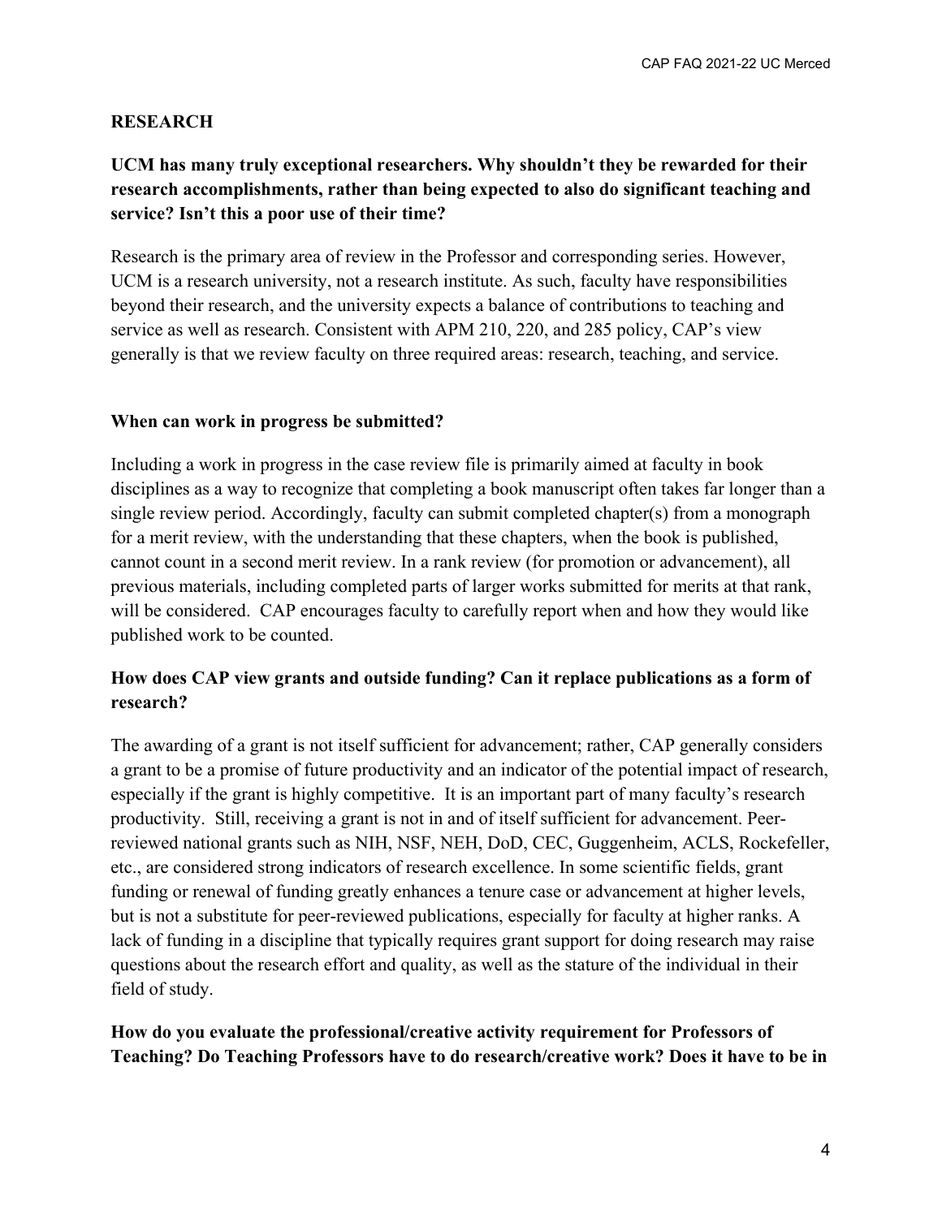## RESEARCH

**UCM has many truly exceptional researchers. Why shouldn't they be rewarded for their research accomplishments, rather than being expected to also do significant teaching and service? Isn't this a poor use of their time?**

Research is the primary area of review in the Professor and corresponding series. However, UCM is a research university, not a research institute. As such, faculty have responsibilities beyond their research, and the university expects a balance of contributions to teaching and service as well as research. Consistent with APM 210, 220, and 285 policy, CAP's view generally is that we review faculty on three required areas: research, teaching, and service.

**When can work in progress be submitted?**

Including a work in progress in the case review file is primarily aimed at faculty in book disciplines as a way to recognize that completing a book manuscript often takes far longer than a single review period. Accordingly, faculty can submit completed chapter(s) from a monograph for a merit review, with the understanding that these chapters, when the book is published, cannot count in a second merit review. In a rank review (for promotion or advancement), all previous materials, including completed parts of larger works submitted for merits at that rank, will be considered. CAP encourages faculty to carefully report when and how they would like published work to be counted.

**How does CAP view grants and outside funding? Can it replace publications as a form of research?**

The awarding of a grant is not itself sufficient for advancement; rather, CAP generally considers a grant to be a promise of future productivity and an indicator of the potential impact of research, especially if the grant is highly competitive. It is an important part of many faculty's research productivity. Still, receiving a grant is not in and of itself sufficient for advancement. Peer-reviewed national grants such as NIH, NSF, NEH, DoD, CEC, Guggenheim, ACLS, Rockefeller, etc., are considered strong indicators of research excellence. In some scientific fields, grant funding or renewal of funding greatly enhances a tenure case or advancement at higher levels, but is not a substitute for peer-reviewed publications, especially for faculty at higher ranks. A lack of funding in a discipline that typically requires grant support for doing research may raise questions about the research effort and quality, as well as the stature of the individual in their field of study.

**How do you evaluate the professional/creative activity requirement for Professors of Teaching? Do Teaching Professors have to do research/creative work? Does it have to be in**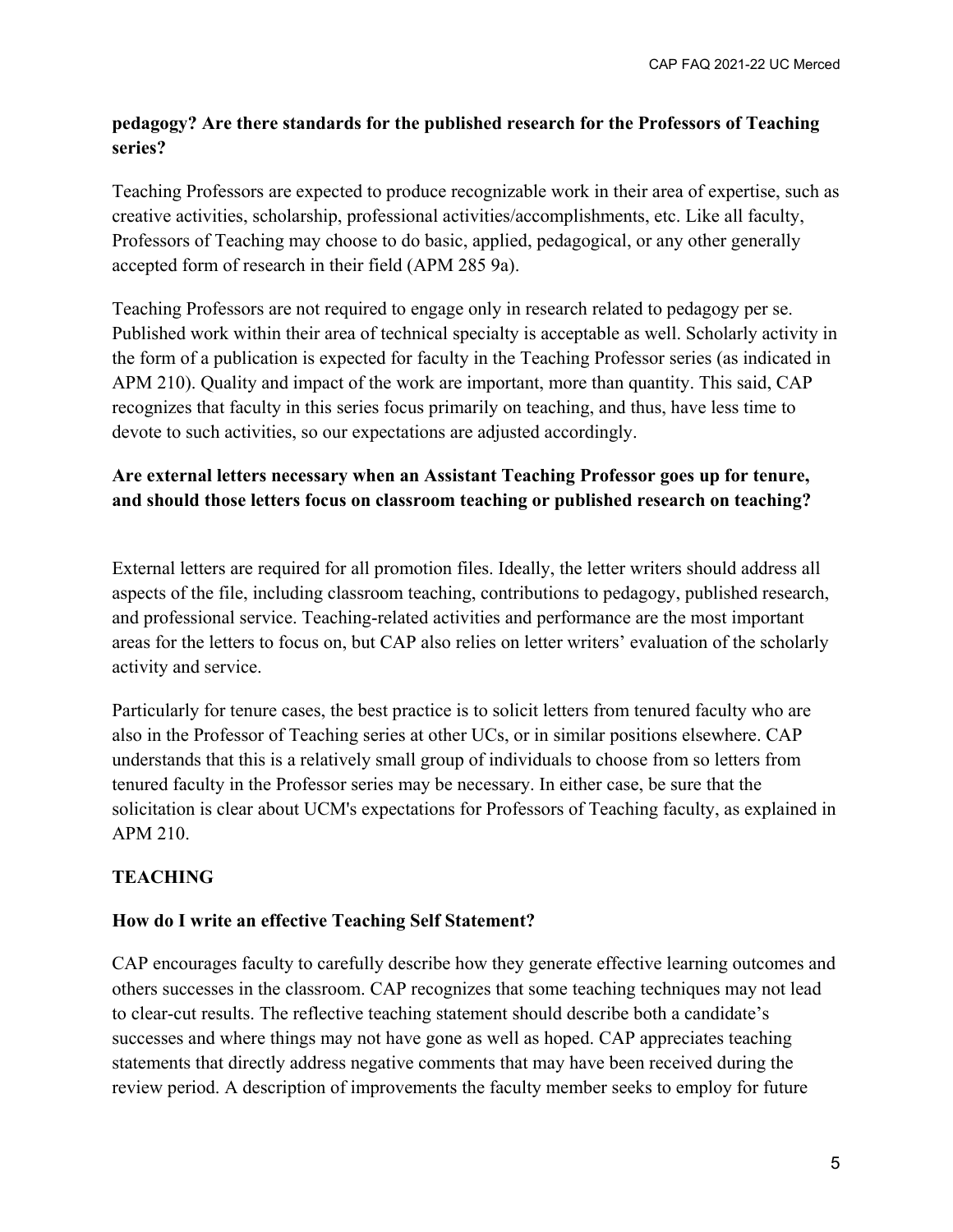**pedagogy? Are there standards for the published research for the Professors of Teaching series?**

Teaching Professors are expected to produce recognizable work in their area of expertise, such as creative activities, scholarship, professional activities/accomplishments, etc. Like all faculty, Professors of Teaching may choose to do basic, applied, pedagogical, or any other generally accepted form of research in their field (APM 285 9a).

Teaching Professors are not required to engage only in research related to pedagogy per se. Published work within their area of technical specialty is acceptable as well. Scholarly activity in the form of a publication is expected for faculty in the Teaching Professor series (as indicated in APM 210). Quality and impact of the work are important, more than quantity. This said, CAP recognizes that faculty in this series focus primarily on teaching, and thus, have less time to devote to such activities, so our expectations are adjusted accordingly.

**Are external letters necessary when an Assistant Teaching Professor goes up for tenure, and should those letters focus on classroom teaching or published research on teaching?**

External letters are required for all promotion files. Ideally, the letter writers should address all aspects of the file, including classroom teaching, contributions to pedagogy, published research, and professional service. Teaching-related activities and performance are the most important areas for the letters to focus on, but CAP also relies on letter writers' evaluation of the scholarly activity and service.

Particularly for tenure cases, the best practice is to solicit letters from tenured faculty who are also in the Professor of Teaching series at other UCs, or in similar positions elsewhere. CAP understands that this is a relatively small group of individuals to choose from so letters from tenured faculty in the Professor series may be necessary. In either case, be sure that the solicitation is clear about UCM's expectations for Professors of Teaching faculty, as explained in APM 210.

## TEACHING

**How do I write an effective Teaching Self Statement?**

CAP encourages faculty to carefully describe how they generate effective learning outcomes and others successes in the classroom. CAP recognizes that some teaching techniques may not lead to clear-cut results. The reflective teaching statement should describe both a candidate's successes and where things may not have gone as well as hoped. CAP appreciates teaching statements that directly address negative comments that may have been received during the review period. A description of improvements the faculty member seeks to employ for future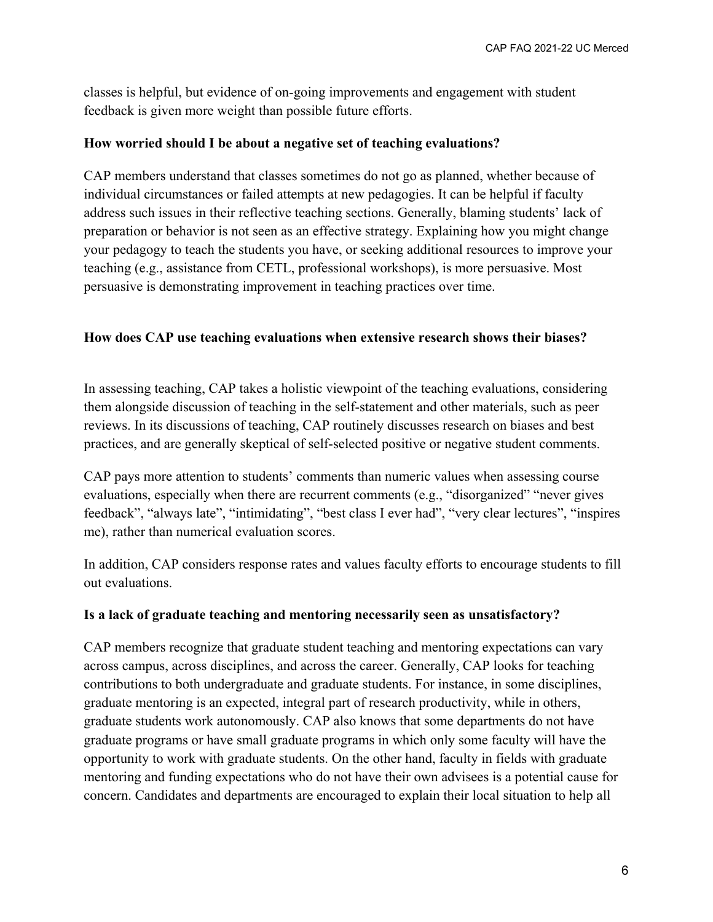classes is helpful, but evidence of on-going improvements and engagement with student feedback is given more weight than possible future efforts.

**How worried should I be about a negative set of teaching evaluations?**

CAP members understand that classes sometimes do not go as planned, whether because of individual circumstances or failed attempts at new pedagogies. It can be helpful if faculty address such issues in their reflective teaching sections. Generally, blaming students' lack of preparation or behavior is not seen as an effective strategy. Explaining how you might change your pedagogy to teach the students you have, or seeking additional resources to improve your teaching (e.g., assistance from CETL, professional workshops), is more persuasive. Most persuasive is demonstrating improvement in teaching practices over time.

**How does CAP use teaching evaluations when extensive research shows their biases?**

In assessing teaching, CAP takes a holistic viewpoint of the teaching evaluations, considering them alongside discussion of teaching in the self-statement and other materials, such as peer reviews. In its discussions of teaching, CAP routinely discusses research on biases and best practices, and are generally skeptical of self-selected positive or negative student comments.

CAP pays more attention to students' comments than numeric values when assessing course evaluations, especially when there are recurrent comments (e.g., "disorganized" "never gives feedback", "always late", "intimidating", "best class I ever had", "very clear lectures", "inspires me), rather than numerical evaluation scores.

In addition, CAP considers response rates and values faculty efforts to encourage students to fill out evaluations.

**Is a lack of graduate teaching and mentoring necessarily seen as unsatisfactory?**

CAP members recognize that graduate student teaching and mentoring expectations can vary across campus, across disciplines, and across the career. Generally, CAP looks for teaching contributions to both undergraduate and graduate students. For instance, in some disciplines, graduate mentoring is an expected, integral part of research productivity, while in others, graduate students work autonomously. CAP also knows that some departments do not have graduate programs or have small graduate programs in which only some faculty will have the opportunity to work with graduate students. On the other hand, faculty in fields with graduate mentoring and funding expectations who do not have their own advisees is a potential cause for concern. Candidates and departments are encouraged to explain their local situation to help all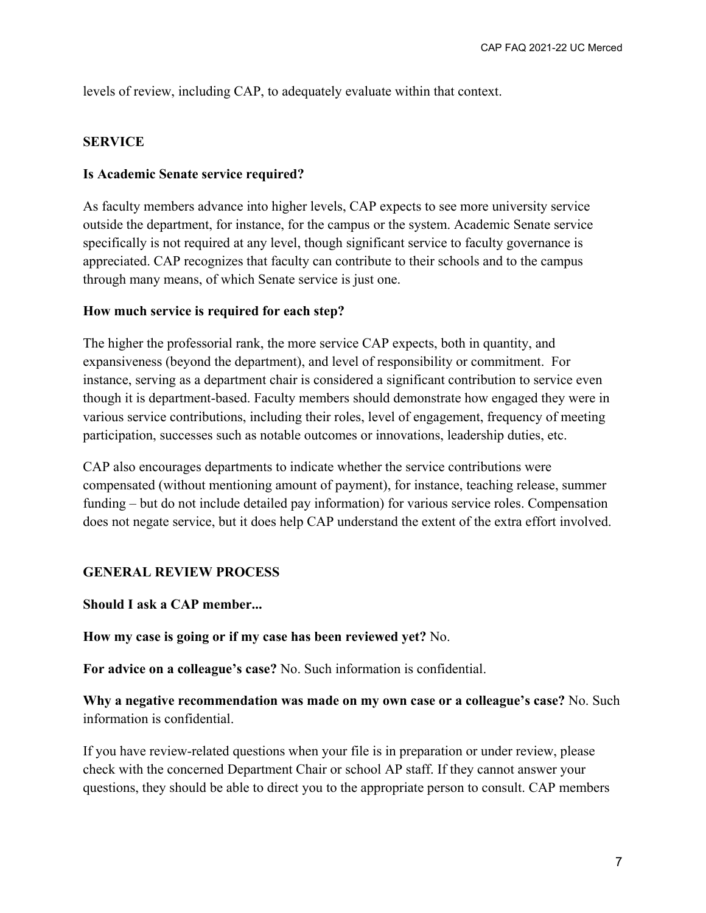levels of review, including CAP, to adequately evaluate within that context.

## SERVICE

### Is Academic Senate service required?

As faculty members advance into higher levels, CAP expects to see more university service outside the department, for instance, for the campus or the system. Academic Senate service specifically is not required at any level, though significant service to faculty governance is appreciated. CAP recognizes that faculty can contribute to their schools and to the campus through many means, of which Senate service is just one.

### How much service is required for each step?

The higher the professorial rank, the more service CAP expects, both in quantity, and expansiveness (beyond the department), and level of responsibility or commitment. For instance, serving as a department chair is considered a significant contribution to service even though it is department-based. Faculty members should demonstrate how engaged they were in various service contributions, including their roles, level of engagement, frequency of meeting participation, successes such as notable outcomes or innovations, leadership duties, etc.

CAP also encourages departments to indicate whether the service contributions were compensated (without mentioning amount of payment), for instance, teaching release, summer funding – but do not include detailed pay information) for various service roles. Compensation does not negate service, but it does help CAP understand the extent of the extra effort involved.

## GENERAL REVIEW PROCESS

### Should I ask a CAP member...

**How my case is going or if my case has been reviewed yet?** No.

**For advice on a colleague's case?** No. Such information is confidential.

**Why a negative recommendation was made on my own case or a colleague's case?** No. Such information is confidential.

If you have review-related questions when your file is in preparation or under review, please check with the concerned Department Chair or school AP staff. If they cannot answer your questions, they should be able to direct you to the appropriate person to consult. CAP members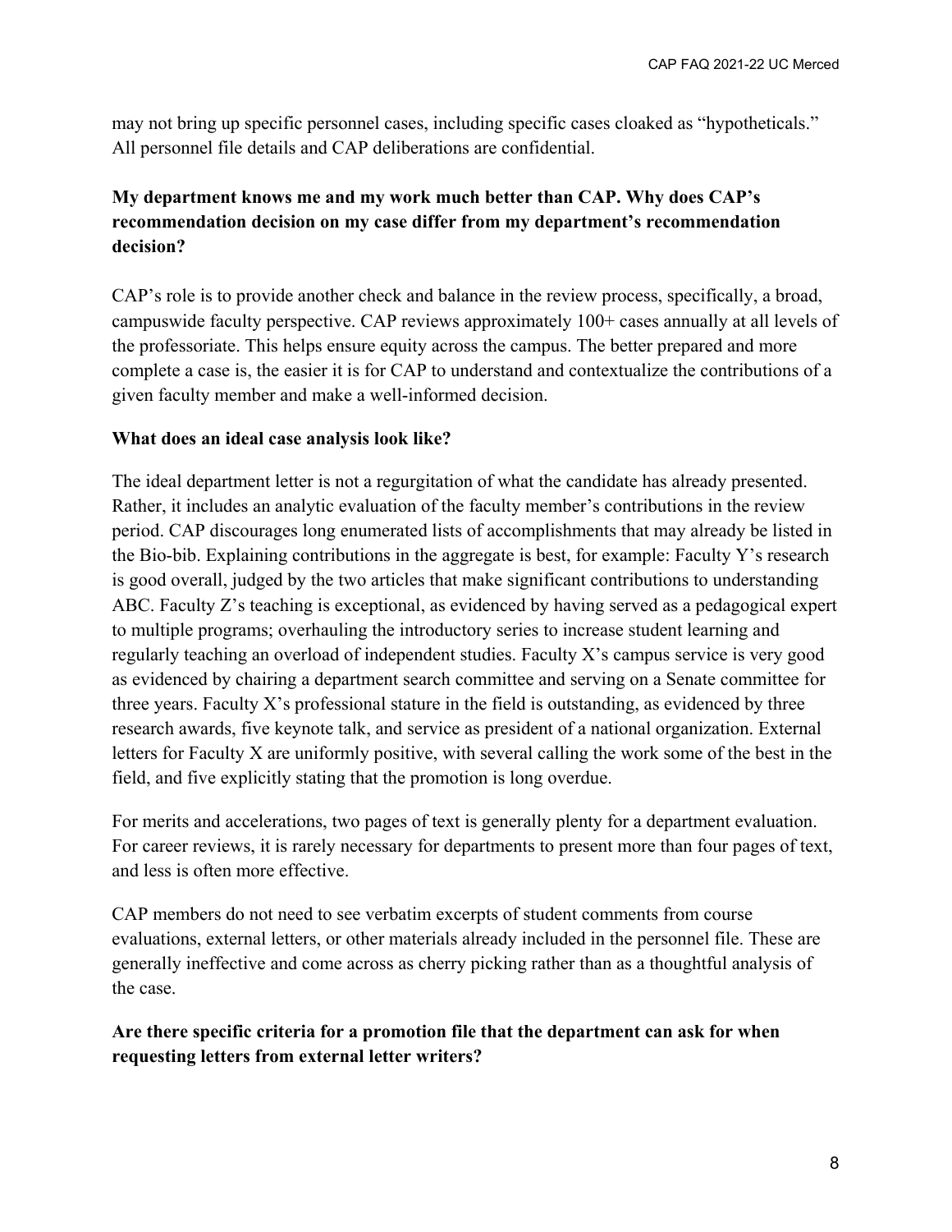may not bring up specific personnel cases, including specific cases cloaked as "hypotheticals." All personnel file details and CAP deliberations are confidential.

**My department knows me and my work much better than CAP. Why does CAP's recommendation decision on my case differ from my department's recommendation decision?**

CAP's role is to provide another check and balance in the review process, specifically, a broad, campuswide faculty perspective. CAP reviews approximately 100+ cases annually at all levels of the professoriate. This helps ensure equity across the campus. The better prepared and more complete a case is, the easier it is for CAP to understand and contextualize the contributions of a given faculty member and make a well-informed decision.

**What does an ideal case analysis look like?**

The ideal department letter is not a regurgitation of what the candidate has already presented. Rather, it includes an analytic evaluation of the faculty member's contributions in the review period. CAP discourages long enumerated lists of accomplishments that may already be listed in the Bio-bib. Explaining contributions in the aggregate is best, for example: Faculty Y's research is good overall, judged by the two articles that make significant contributions to understanding ABC. Faculty Z's teaching is exceptional, as evidenced by having served as a pedagogical expert to multiple programs; overhauling the introductory series to increase student learning and regularly teaching an overload of independent studies. Faculty X's campus service is very good as evidenced by chairing a department search committee and serving on a Senate committee for three years. Faculty X's professional stature in the field is outstanding, as evidenced by three research awards, five keynote talk, and service as president of a national organization. External letters for Faculty X are uniformly positive, with several calling the work some of the best in the field, and five explicitly stating that the promotion is long overdue.

For merits and accelerations, two pages of text is generally plenty for a department evaluation. For career reviews, it is rarely necessary for departments to present more than four pages of text, and less is often more effective.

CAP members do not need to see verbatim excerpts of student comments from course evaluations, external letters, or other materials already included in the personnel file. These are generally ineffective and come across as cherry picking rather than as a thoughtful analysis of the case.

**Are there specific criteria for a promotion file that the department can ask for when requesting letters from external letter writers?**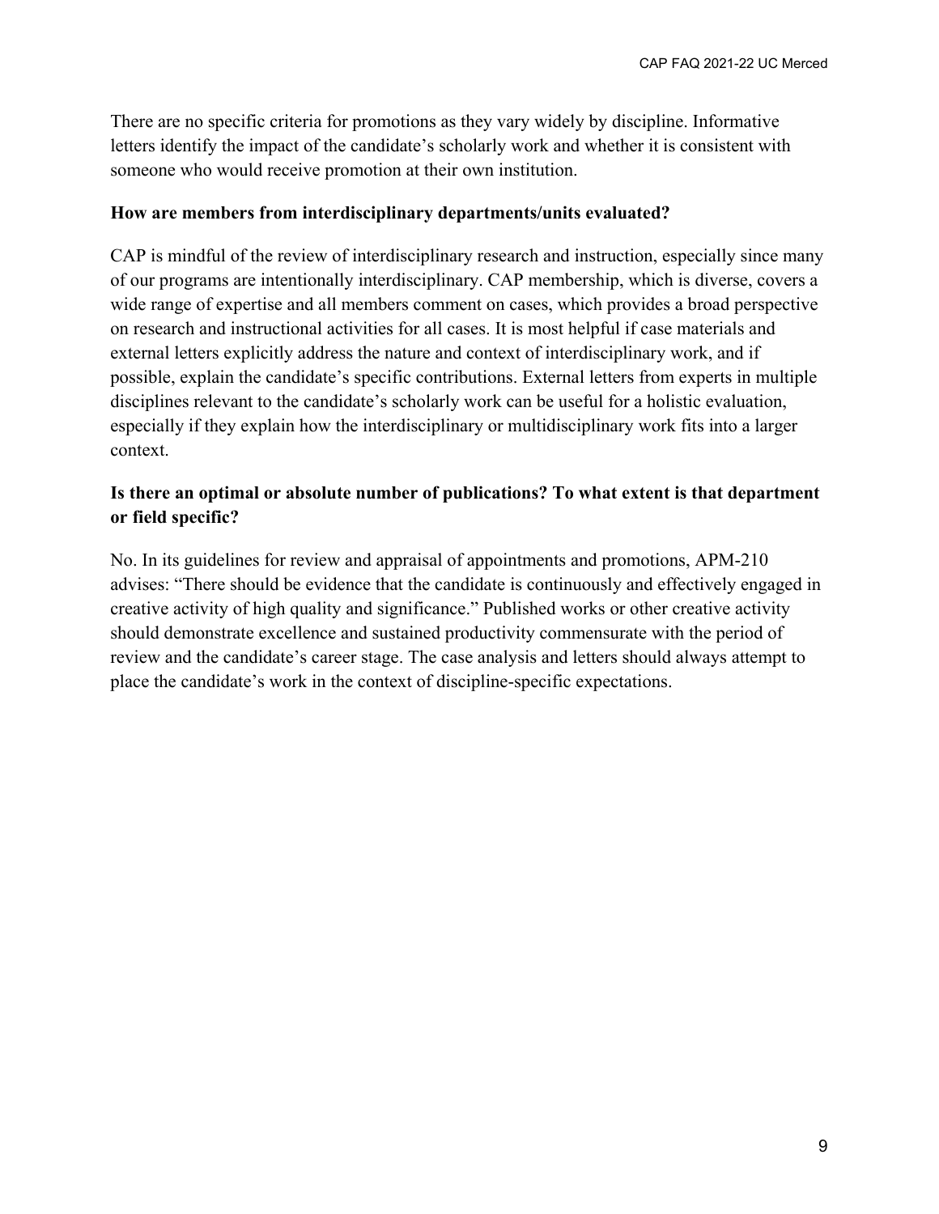There are no specific criteria for promotions as they vary widely by discipline. Informative letters identify the impact of the candidate's scholarly work and whether it is consistent with someone who would receive promotion at their own institution.

**How are members from interdisciplinary departments/units evaluated?**

CAP is mindful of the review of interdisciplinary research and instruction, especially since many of our programs are intentionally interdisciplinary. CAP membership, which is diverse, covers a wide range of expertise and all members comment on cases, which provides a broad perspective on research and instructional activities for all cases. It is most helpful if case materials and external letters explicitly address the nature and context of interdisciplinary work, and if possible, explain the candidate's specific contributions. External letters from experts in multiple disciplines relevant to the candidate's scholarly work can be useful for a holistic evaluation, especially if they explain how the interdisciplinary or multidisciplinary work fits into a larger context.

**Is there an optimal or absolute number of publications? To what extent is that department or field specific?**

No. In its guidelines for review and appraisal of appointments and promotions, APM-210 advises: "There should be evidence that the candidate is continuously and effectively engaged in creative activity of high quality and significance." Published works or other creative activity should demonstrate excellence and sustained productivity commensurate with the period of review and the candidate's career stage. The case analysis and letters should always attempt to place the candidate's work in the context of discipline-specific expectations.